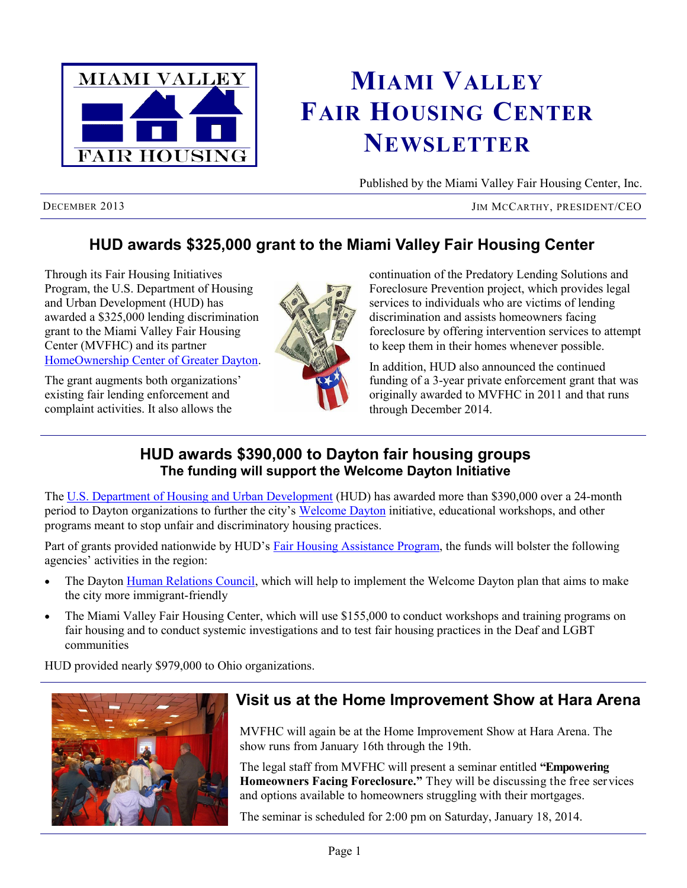# Miami Valley Fair Housing Center Newsletter

Published by the Miami Valley Fair Housing Center, Inc.

December 2013 — Jim McCarthy, President/CEO

## HUD awards $325,000 grant to the Miami Valley Fair Housing Center

Through its Fair Housing Initiatives Program, the U.S. Department of Housing and Urban Development (HUD) has awarded a $325,000 lending discrimination grant to the Miami Valley Fair Housing Center (MVFHC) and its partner HomeOwnership Center of Greater Dayton.

The grant augments both organizations' existing fair lending enforcement and complaint activities. It also allows the continuation of the Predatory Lending Solutions and Foreclosure Prevention project, which provides legal services to individuals who are victims of lending discrimination and assists homeowners facing foreclosure by offering intervention services to attempt to keep them in their homes whenever possible.

In addition, HUD also announced the continued funding of a 3-year private enforcement grant that was originally awarded to MVFHC in 2011 and that runs through December 2014.

## HUD awards $390,000 to Dayton fair housing groups

### The funding will support the Welcome Dayton Initiative

The U.S. Department of Housing and Urban Development (HUD) has awarded more than $390,000 over a 24-month period to Dayton organizations to further the city's Welcome Dayton initiative, educational workshops, and other programs meant to stop unfair and discriminatory housing practices.

Part of grants provided nationwide by HUD's Fair Housing Assistance Program, the funds will bolster the following agencies' activities in the region:

- The Dayton Human Relations Council, which will help to implement the Welcome Dayton plan that aims to make the city more immigrant-friendly
- The Miami Valley Fair Housing Center, which will use $155,000 to conduct workshops and training programs on fair housing and to conduct systemic investigations and to test fair housing practices in the Deaf and LGBT communities

HUD provided nearly $979,000 to Ohio organizations.

## Visit us at the Home Improvement Show at Hara Arena

MVFHC will again be at the Home Improvement Show at Hara Arena. The show runs from January 16th through the 19th.

The legal staff from MVFHC will present a seminar entitled **"Empowering Homeowners Facing Foreclosure."** They will be discussing the free services and options available to homeowners struggling with their mortgages.

The seminar is scheduled for 2:00 pm on Saturday, January 18, 2014.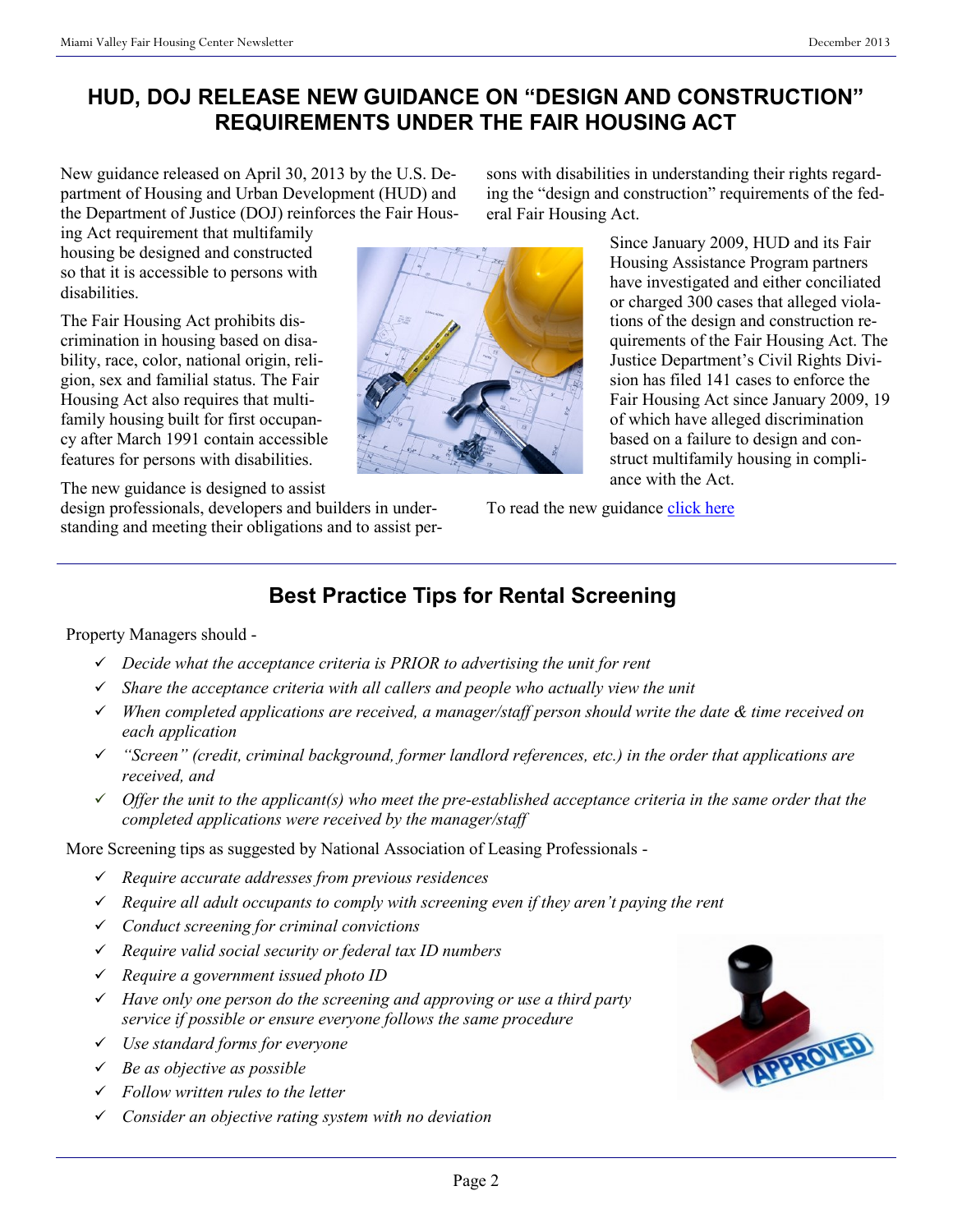## HUD, DOJ RELEASE NEW GUIDANCE ON "DESIGN AND CONSTRUCTION" REQUIREMENTS UNDER THE FAIR HOUSING ACT

New guidance released on April 30, 2013 by the U.S. Department of Housing and Urban Development (HUD) and the Department of Justice (DOJ) reinforces the Fair Housing Act requirement that multifamily housing be designed and constructed so that it is accessible to persons with disabilities.

The Fair Housing Act prohibits discrimination in housing based on disability, race, color, national origin, religion, sex and familial status. The Fair Housing Act also requires that multifamily housing built for first occupancy after March 1991 contain accessible features for persons with disabilities.

The new guidance is designed to assist design professionals, developers and builders in understanding and meeting their obligations and to assist persons with disabilities in understanding their rights regarding the "design and construction" requirements of the federal Fair Housing Act.

Since January 2009, HUD and its Fair Housing Assistance Program partners have investigated and either conciliated or charged 300 cases that alleged violations of the design and construction requirements of the Fair Housing Act. The Justice Department's Civil Rights Division has filed 141 cases to enforce the Fair Housing Act since January 2009, 19 of which have alleged discrimination based on a failure to design and construct multifamily housing in compliance with the Act.

To read the new guidance click here

## Best Practice Tips for Rental Screening

Property Managers should -

- ✓ *Decide what the acceptance criteria is PRIOR to advertising the unit for rent*
- ✓ *Share the acceptance criteria with all callers and people who actually view the unit*
- ✓ *When completed applications are received, a manager/staff person should write the date & time received on each application*
- ✓ *"Screen" (credit, criminal background, former landlord references, etc.) in the order that applications are received, and*
- ✓ *Offer the unit to the applicant(s) who meet the pre-established acceptance criteria in the same order that the completed applications were received by the manager/staff*

More Screening tips as suggested by National Association of Leasing Professionals -

- ✓ *Require accurate addresses from previous residences*
- ✓ *Require all adult occupants to comply with screening even if they aren't paying the rent*
- ✓ *Conduct screening for criminal convictions*
- ✓ *Require valid social security or federal tax ID numbers*
- ✓ *Require a government issued photo ID*
- ✓ *Have only one person do the screening and approving or use a third party service if possible or ensure everyone follows the same procedure*
- ✓ *Use standard forms for everyone*
- ✓ *Be as objective as possible*
- ✓ *Follow written rules to the letter*
- ✓ *Consider an objective rating system with no deviation*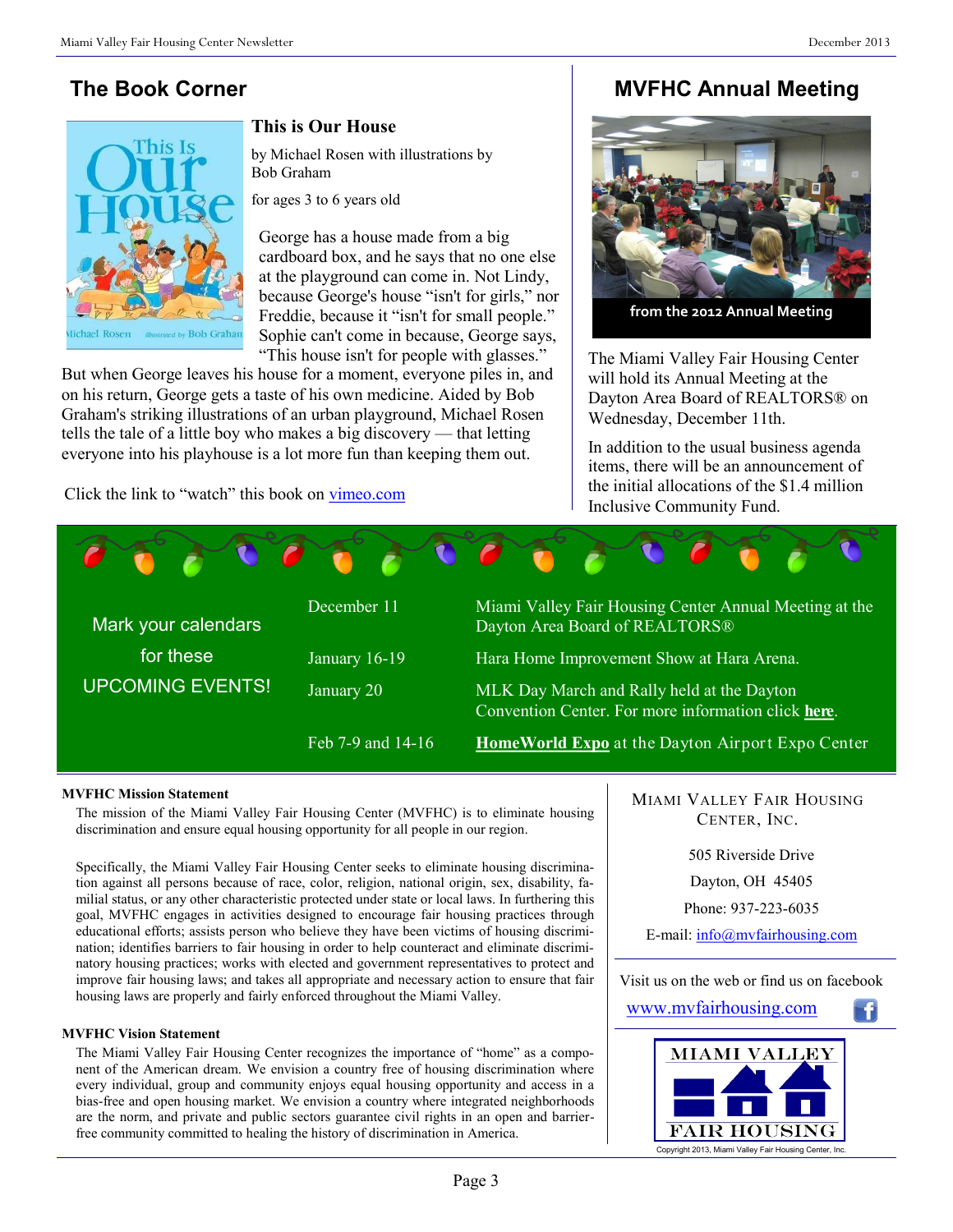## The Book Corner

### This is Our House

by Michael Rosen with illustrations by Bob Graham

for ages 3 to 6 years old

George has a house made from a big cardboard box, and he says that no one else at the playground can come in. Not Lindy, because George's house "isn't for girls," nor Freddie, because it "isn't for small people." Sophie can't come in because, George says, "This house isn't for people with glasses." But when George leaves his house for a moment, everyone piles in, and on his return, George gets a taste of his own medicine. Aided by Bob Graham's striking illustrations of an urban playground, Michael Rosen tells the tale of a little boy who makes a big discovery — that letting everyone into his playhouse is a lot more fun than keeping them out.

Click the link to "watch" this book on vimeo.com

## MVFHC Annual Meeting

from the 2012 Annual Meeting

The Miami Valley Fair Housing Center will hold its Annual Meeting at the Dayton Area Board of REALTORS® on Wednesday, December 11th.

In addition to the usual business agenda items, there will be an announcement of the initial allocations of the $1.4 million Inclusive Community Fund.

Mark your calendars for these UPCOMING EVENTS!

| | |
|---|---|
| December 11 | Miami Valley Fair Housing Center Annual Meeting at the Dayton Area Board of REALTORS® |
| January 16-19 | Hara Home Improvement Show at Hara Arena. |
| January 20 | MLK Day March and Rally held at the Dayton Convention Center. For more information click **here**. |
| Feb 7-9 and 14-16 | **HomeWorld Expo** at the Dayton Airport Expo Center |

**MVFHC Mission Statement**

The mission of the Miami Valley Fair Housing Center (MVFHC) is to eliminate housing discrimination and ensure equal housing opportunity for all people in our region.

Specifically, the Miami Valley Fair Housing Center seeks to eliminate housing discrimination against all persons because of race, color, religion, national origin, sex, disability, familial status, or any other characteristic protected under state or local laws. In furthering this goal, MVFHC engages in activities designed to encourage fair housing practices through educational efforts; assists person who believe they have been victims of housing discrimination; identifies barriers to fair housing in order to help counteract and eliminate discriminatory housing practices; works with elected and government representatives to protect and improve fair housing laws; and takes all appropriate and necessary action to ensure that fair housing laws are properly and fairly enforced throughout the Miami Valley.

**MVFHC Vision Statement**

The Miami Valley Fair Housing Center recognizes the importance of "home" as a component of the American dream. We envision a country free of housing discrimination where every individual, group and community enjoys equal housing opportunity and access in a bias-free and open housing market. We envision a country where integrated neighborhoods are the norm, and private and public sectors guarantee civil rights in an open and barrier-free community committed to healing the history of discrimination in America.

MIAMI VALLEY FAIR HOUSING CENTER, INC.

505 Riverside Drive

Dayton, OH 45405

Phone: 937-223-6035

E-mail: info@mvfairhousing.com

Visit us on the web or find us on facebook

www.mvfairhousing.com

MIAMI VALLEY FAIR HOUSING

Copyright 2013, Miami Valley Fair Housing Center, Inc.